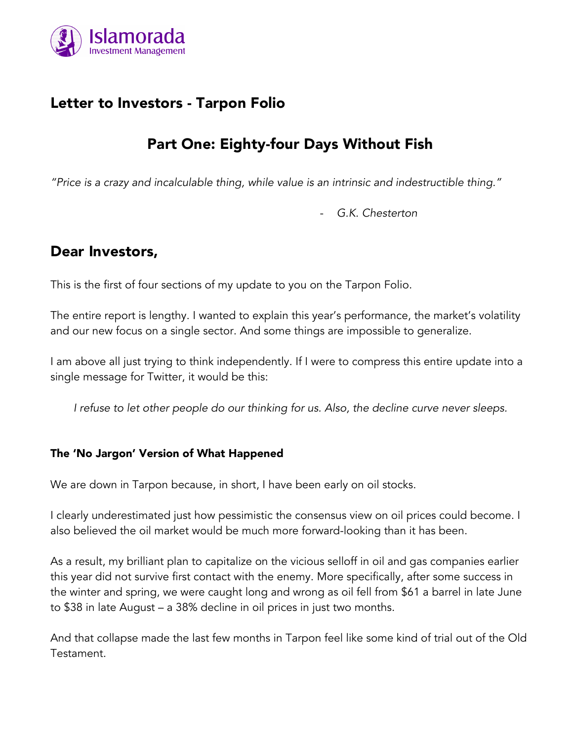Islamorada Investment Management

# Letter to Investors - Tarpon Folio

## Part One: Eighty-four Days Without Fish

*"Price is a crazy and incalculable thing, while value is an intrinsic and indestructible thing."*

- *G.K. Chesterton*

## Dear Investors,

This is the first of four sections of my update to you on the Tarpon Folio.

The entire report is lengthy. I wanted to explain this year's performance, the market's volatility and our new focus on a single sector. And some things are impossible to generalize.

I am above all just trying to think independently. If I were to compress this entire update into a single message for Twitter, it would be this:

> *I refuse to let other people do our thinking for us. Also, the decline curve never sleeps.*

### The 'No Jargon' Version of What Happened

We are down in Tarpon because, in short, I have been early on oil stocks.

I clearly underestimated just how pessimistic the consensus view on oil prices could become. I also believed the oil market would be much more forward-looking than it has been.

As a result, my brilliant plan to capitalize on the vicious selloff in oil and gas companies earlier this year did not survive first contact with the enemy. More specifically, after some success in the winter and spring, we were caught long and wrong as oil fell from $61 a barrel in late June to $38 in late August – a 38% decline in oil prices in just two months.

And that collapse made the last few months in Tarpon feel like some kind of trial out of the Old Testament.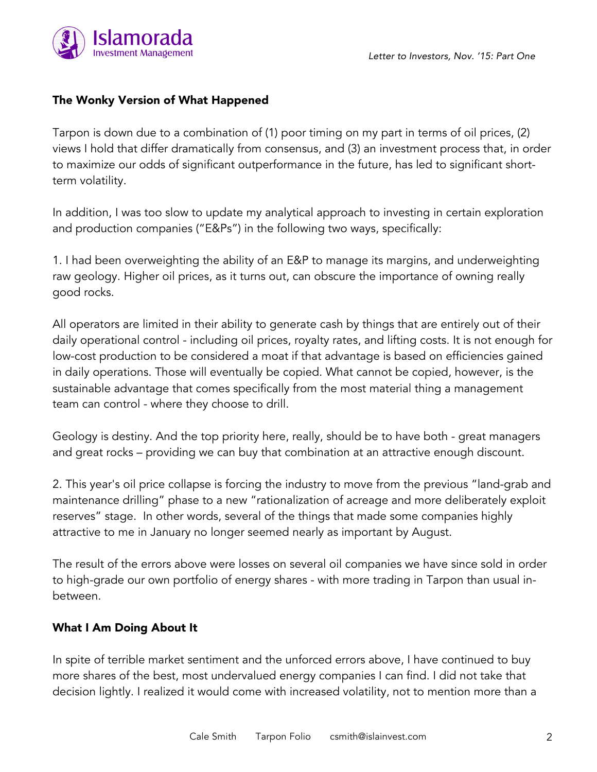**The Wonky Version of What Happened**

Tarpon is down due to a combination of (1) poor timing on my part in terms of oil prices, (2) views I hold that differ dramatically from consensus, and (3) an investment process that, in order to maximize our odds of significant outperformance in the future, has led to significant short-term volatility.

In addition, I was too slow to update my analytical approach to investing in certain exploration and production companies ("E&Ps") in the following two ways, specifically:

1. I had been overweighting the ability of an E&P to manage its margins, and underweighting raw geology. Higher oil prices, as it turns out, can obscure the importance of owning really good rocks.

All operators are limited in their ability to generate cash by things that are entirely out of their daily operational control - including oil prices, royalty rates, and lifting costs. It is not enough for low-cost production to be considered a moat if that advantage is based on efficiencies gained in daily operations. Those will eventually be copied. What cannot be copied, however, is the sustainable advantage that comes specifically from the most material thing a management team can control - where they choose to drill.

Geology is destiny. And the top priority here, really, should be to have both - great managers and great rocks – providing we can buy that combination at an attractive enough discount.

2. This year's oil price collapse is forcing the industry to move from the previous "land-grab and maintenance drilling" phase to a new "rationalization of acreage and more deliberately exploit reserves" stage. In other words, several of the things that made some companies highly attractive to me in January no longer seemed nearly as important by August.

The result of the errors above were losses on several oil companies we have since sold in order to high-grade our own portfolio of energy shares - with more trading in Tarpon than usual in-between.

**What I Am Doing About It**

In spite of terrible market sentiment and the unforced errors above, I have continued to buy more shares of the best, most undervalued energy companies I can find. I did not take that decision lightly. I realized it would come with increased volatility, not to mention more than a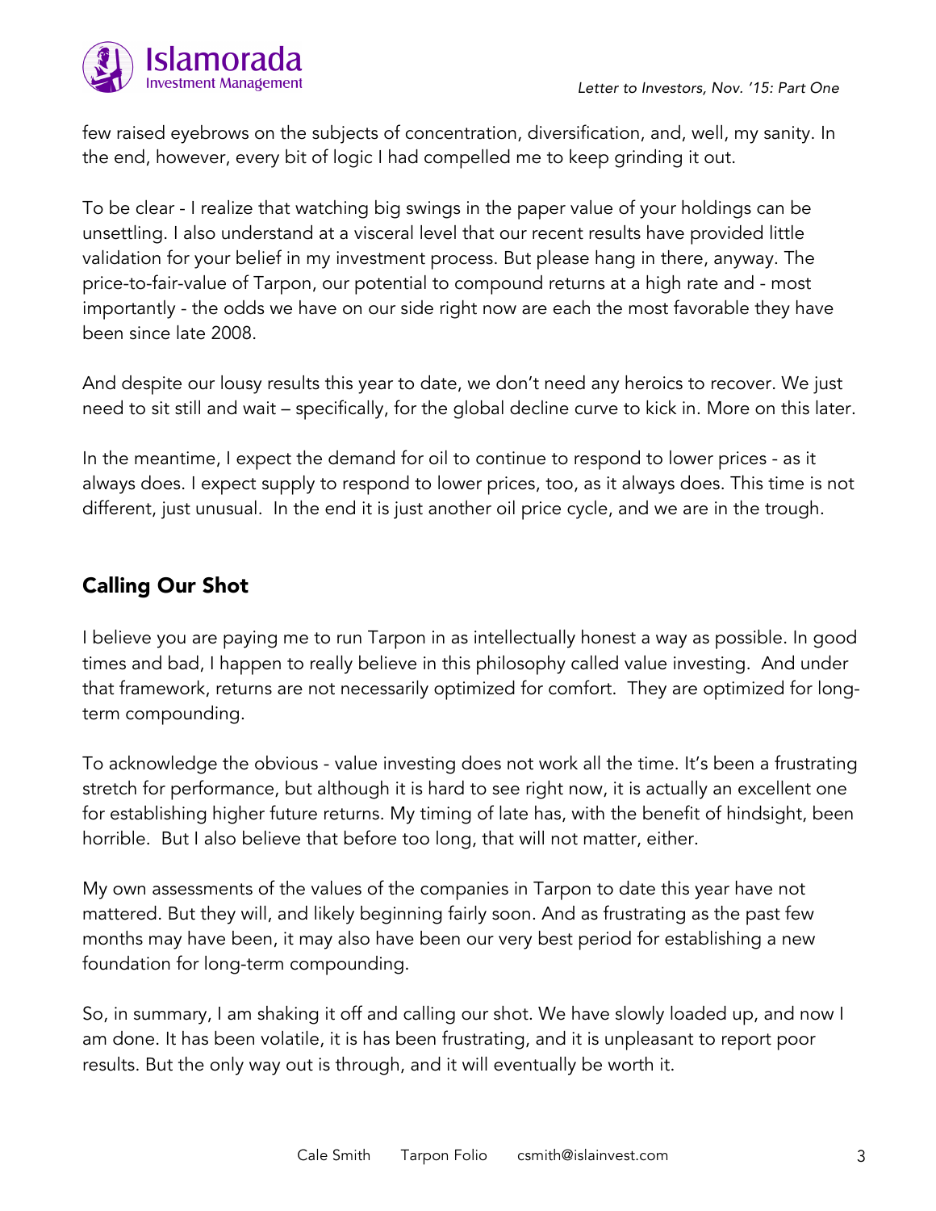few raised eyebrows on the subjects of concentration, diversification, and, well, my sanity. In the end, however, every bit of logic I had compelled me to keep grinding it out.

To be clear - I realize that watching big swings in the paper value of your holdings can be unsettling. I also understand at a visceral level that our recent results have provided little validation for your belief in my investment process. But please hang in there, anyway. The price-to-fair-value of Tarpon, our potential to compound returns at a high rate and - most importantly - the odds we have on our side right now are each the most favorable they have been since late 2008.

And despite our lousy results this year to date, we don't need any heroics to recover. We just need to sit still and wait – specifically, for the global decline curve to kick in. More on this later.

In the meantime, I expect the demand for oil to continue to respond to lower prices - as it always does. I expect supply to respond to lower prices, too, as it always does. This time is not different, just unusual. In the end it is just another oil price cycle, and we are in the trough.

## Calling Our Shot

I believe you are paying me to run Tarpon in as intellectually honest a way as possible. In good times and bad, I happen to really believe in this philosophy called value investing. And under that framework, returns are not necessarily optimized for comfort. They are optimized for long-term compounding.

To acknowledge the obvious - value investing does not work all the time. It's been a frustrating stretch for performance, but although it is hard to see right now, it is actually an excellent one for establishing higher future returns. My timing of late has, with the benefit of hindsight, been horrible. But I also believe that before too long, that will not matter, either.

My own assessments of the values of the companies in Tarpon to date this year have not mattered. But they will, and likely beginning fairly soon. And as frustrating as the past few months may have been, it may also have been our very best period for establishing a new foundation for long-term compounding.

So, in summary, I am shaking it off and calling our shot. We have slowly loaded up, and now I am done. It has been volatile, it is has been frustrating, and it is unpleasant to report poor results. But the only way out is through, and it will eventually be worth it.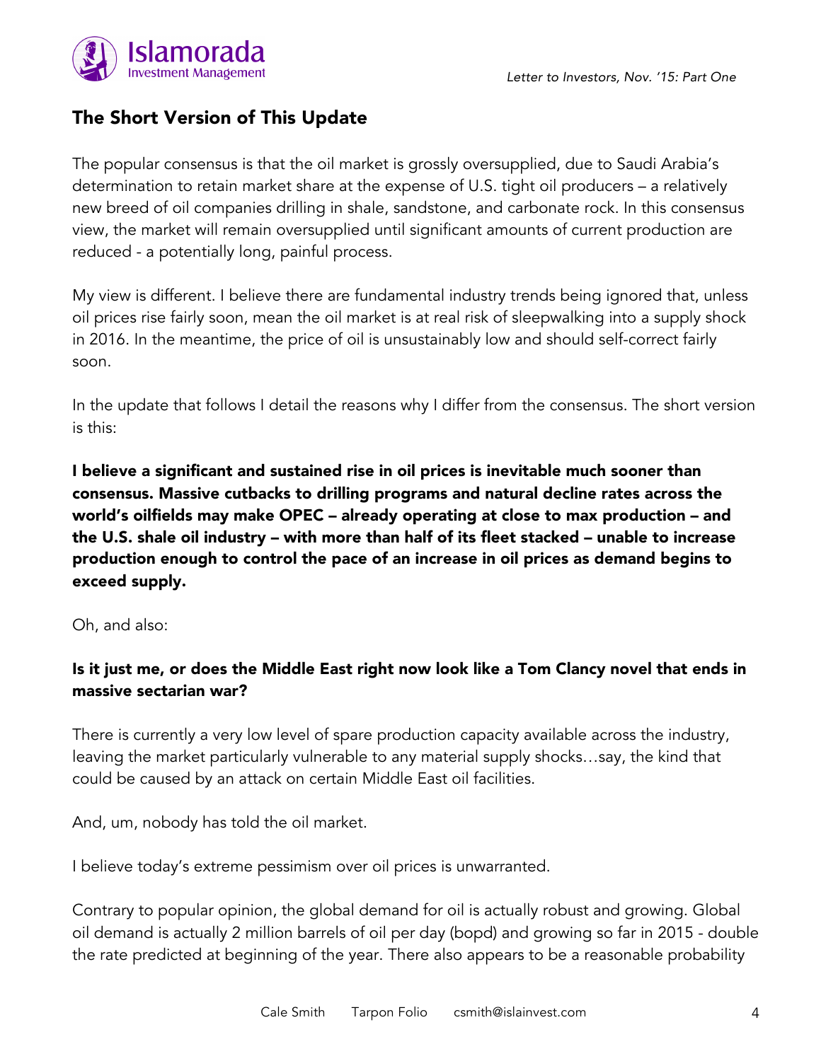## The Short Version of This Update

The popular consensus is that the oil market is grossly oversupplied, due to Saudi Arabia's determination to retain market share at the expense of U.S. tight oil producers – a relatively new breed of oil companies drilling in shale, sandstone, and carbonate rock. In this consensus view, the market will remain oversupplied until significant amounts of current production are reduced - a potentially long, painful process.

My view is different. I believe there are fundamental industry trends being ignored that, unless oil prices rise fairly soon, mean the oil market is at real risk of sleepwalking into a supply shock in 2016. In the meantime, the price of oil is unsustainably low and should self-correct fairly soon.

In the update that follows I detail the reasons why I differ from the consensus. The short version is this:

**I believe a significant and sustained rise in oil prices is inevitable much sooner than consensus. Massive cutbacks to drilling programs and natural decline rates across the world's oilfields may make OPEC – already operating at close to max production – and the U.S. shale oil industry – with more than half of its fleet stacked – unable to increase production enough to control the pace of an increase in oil prices as demand begins to exceed supply.**

Oh, and also:

**Is it just me, or does the Middle East right now look like a Tom Clancy novel that ends in massive sectarian war?**

There is currently a very low level of spare production capacity available across the industry, leaving the market particularly vulnerable to any material supply shocks…say, the kind that could be caused by an attack on certain Middle East oil facilities.

And, um, nobody has told the oil market.

I believe today's extreme pessimism over oil prices is unwarranted.

Contrary to popular opinion, the global demand for oil is actually robust and growing. Global oil demand is actually 2 million barrels of oil per day (bopd) and growing so far in 2015 - double the rate predicted at beginning of the year. There also appears to be a reasonable probability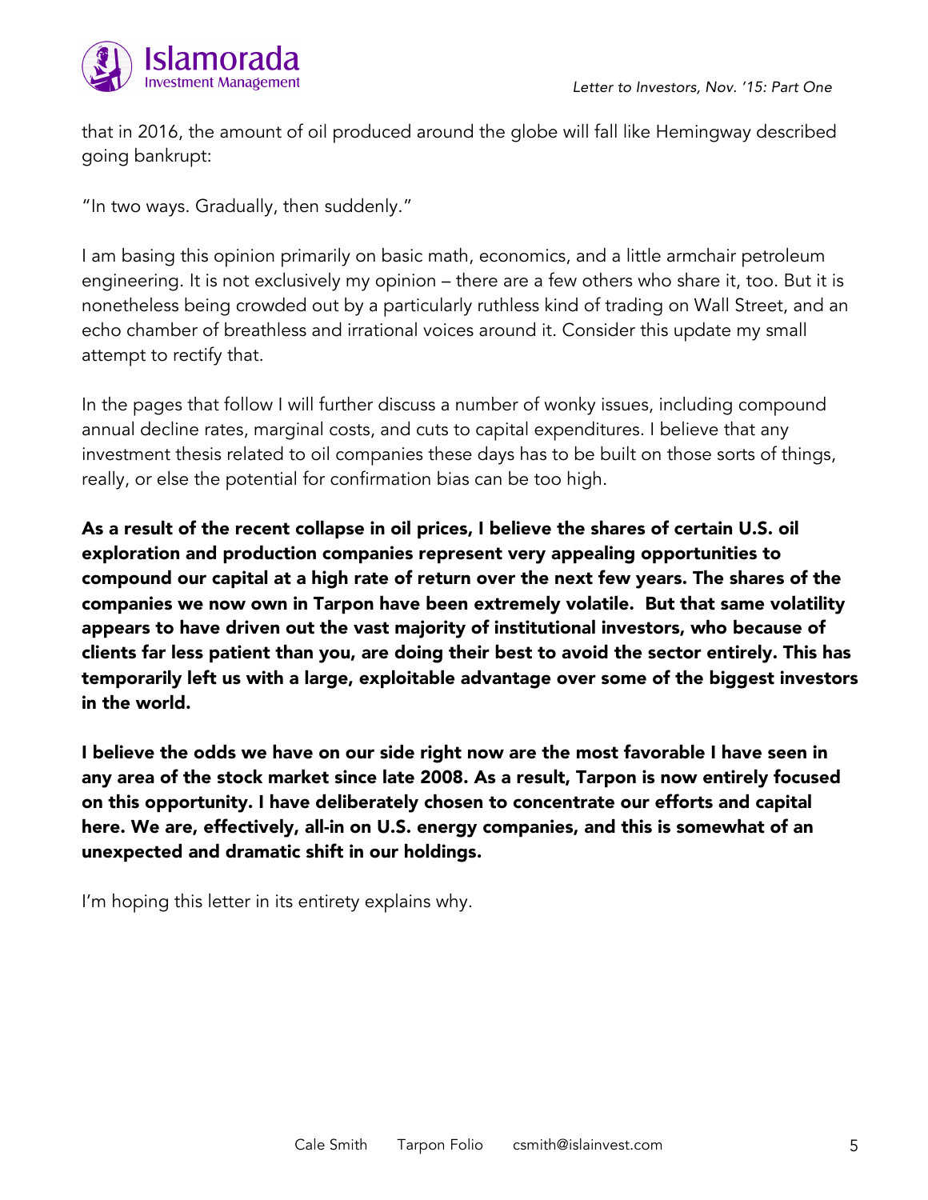that in 2016, the amount of oil produced around the globe will fall like Hemingway described going bankrupt:

"In two ways. Gradually, then suddenly."

I am basing this opinion primarily on basic math, economics, and a little armchair petroleum engineering. It is not exclusively my opinion – there are a few others who share it, too. But it is nonetheless being crowded out by a particularly ruthless kind of trading on Wall Street, and an echo chamber of breathless and irrational voices around it. Consider this update my small attempt to rectify that.

In the pages that follow I will further discuss a number of wonky issues, including compound annual decline rates, marginal costs, and cuts to capital expenditures. I believe that any investment thesis related to oil companies these days has to be built on those sorts of things, really, or else the potential for confirmation bias can be too high.

**As a result of the recent collapse in oil prices, I believe the shares of certain U.S. oil exploration and production companies represent very appealing opportunities to compound our capital at a high rate of return over the next few years. The shares of the companies we now own in Tarpon have been extremely volatile. But that same volatility appears to have driven out the vast majority of institutional investors, who because of clients far less patient than you, are doing their best to avoid the sector entirely. This has temporarily left us with a large, exploitable advantage over some of the biggest investors in the world.**

**I believe the odds we have on our side right now are the most favorable I have seen in any area of the stock market since late 2008. As a result, Tarpon is now entirely focused on this opportunity. I have deliberately chosen to concentrate our efforts and capital here. We are, effectively, all-in on U.S. energy companies, and this is somewhat of an unexpected and dramatic shift in our holdings.**

I'm hoping this letter in its entirety explains why.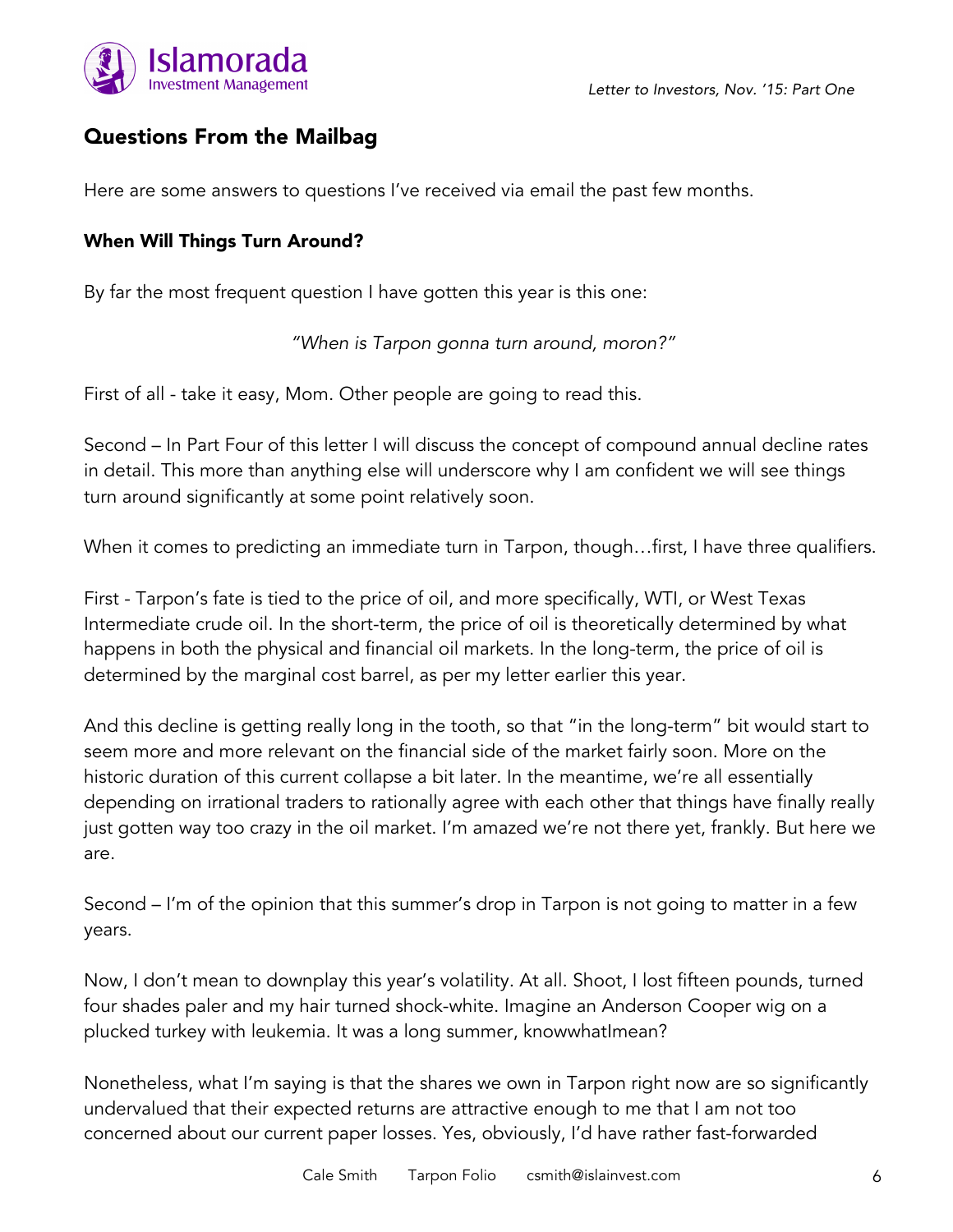## Questions From the Mailbag

Here are some answers to questions I've received via email the past few months.

### When Will Things Turn Around?

By far the most frequent question I have gotten this year is this one:

*"When is Tarpon gonna turn around, moron?"*

First of all - take it easy, Mom. Other people are going to read this.

Second – In Part Four of this letter I will discuss the concept of compound annual decline rates in detail. This more than anything else will underscore why I am confident we will see things turn around significantly at some point relatively soon.

When it comes to predicting an immediate turn in Tarpon, though…first, I have three qualifiers.

First - Tarpon's fate is tied to the price of oil, and more specifically, WTI, or West Texas Intermediate crude oil. In the short-term, the price of oil is theoretically determined by what happens in both the physical and financial oil markets. In the long-term, the price of oil is determined by the marginal cost barrel, as per my letter earlier this year.

And this decline is getting really long in the tooth, so that "in the long-term" bit would start to seem more and more relevant on the financial side of the market fairly soon. More on the historic duration of this current collapse a bit later. In the meantime, we're all essentially depending on irrational traders to rationally agree with each other that things have finally really just gotten way too crazy in the oil market. I'm amazed we're not there yet, frankly. But here we are.

Second – I'm of the opinion that this summer's drop in Tarpon is not going to matter in a few years.

Now, I don't mean to downplay this year's volatility. At all. Shoot, I lost fifteen pounds, turned four shades paler and my hair turned shock-white. Imagine an Anderson Cooper wig on a plucked turkey with leukemia. It was a long summer, knowwhatImean?

Nonetheless, what I'm saying is that the shares we own in Tarpon right now are so significantly undervalued that their expected returns are attractive enough to me that I am not too concerned about our current paper losses. Yes, obviously, I'd have rather fast-forwarded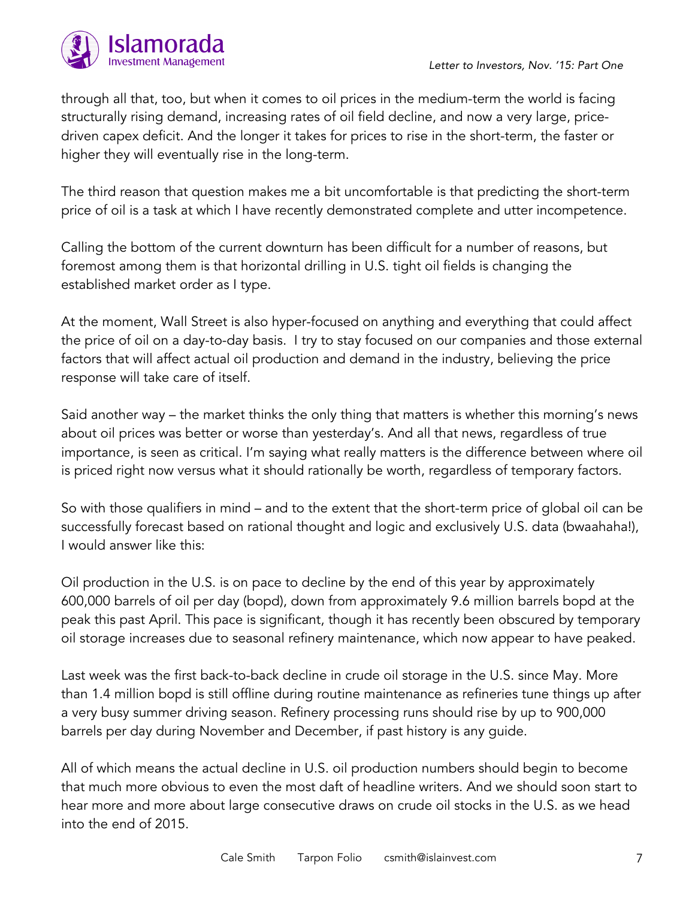through all that, too, but when it comes to oil prices in the medium-term the world is facing structurally rising demand, increasing rates of oil field decline, and now a very large, price-driven capex deficit. And the longer it takes for prices to rise in the short-term, the faster or higher they will eventually rise in the long-term.

The third reason that question makes me a bit uncomfortable is that predicting the short-term price of oil is a task at which I have recently demonstrated complete and utter incompetence.

Calling the bottom of the current downturn has been difficult for a number of reasons, but foremost among them is that horizontal drilling in U.S. tight oil fields is changing the established market order as I type.

At the moment, Wall Street is also hyper-focused on anything and everything that could affect the price of oil on a day-to-day basis. I try to stay focused on our companies and those external factors that will affect actual oil production and demand in the industry, believing the price response will take care of itself.

Said another way – the market thinks the only thing that matters is whether this morning's news about oil prices was better or worse than yesterday's. And all that news, regardless of true importance, is seen as critical. I'm saying what really matters is the difference between where oil is priced right now versus what it should rationally be worth, regardless of temporary factors.

So with those qualifiers in mind – and to the extent that the short-term price of global oil can be successfully forecast based on rational thought and logic and exclusively U.S. data (bwaahaha!), I would answer like this:

Oil production in the U.S. is on pace to decline by the end of this year by approximately 600,000 barrels of oil per day (bopd), down from approximately 9.6 million barrels bopd at the peak this past April. This pace is significant, though it has recently been obscured by temporary oil storage increases due to seasonal refinery maintenance, which now appear to have peaked.

Last week was the first back-to-back decline in crude oil storage in the U.S. since May. More than 1.4 million bopd is still offline during routine maintenance as refineries tune things up after a very busy summer driving season. Refinery processing runs should rise by up to 900,000 barrels per day during November and December, if past history is any guide.

All of which means the actual decline in U.S. oil production numbers should begin to become that much more obvious to even the most daft of headline writers. And we should soon start to hear more and more about large consecutive draws on crude oil stocks in the U.S. as we head into the end of 2015.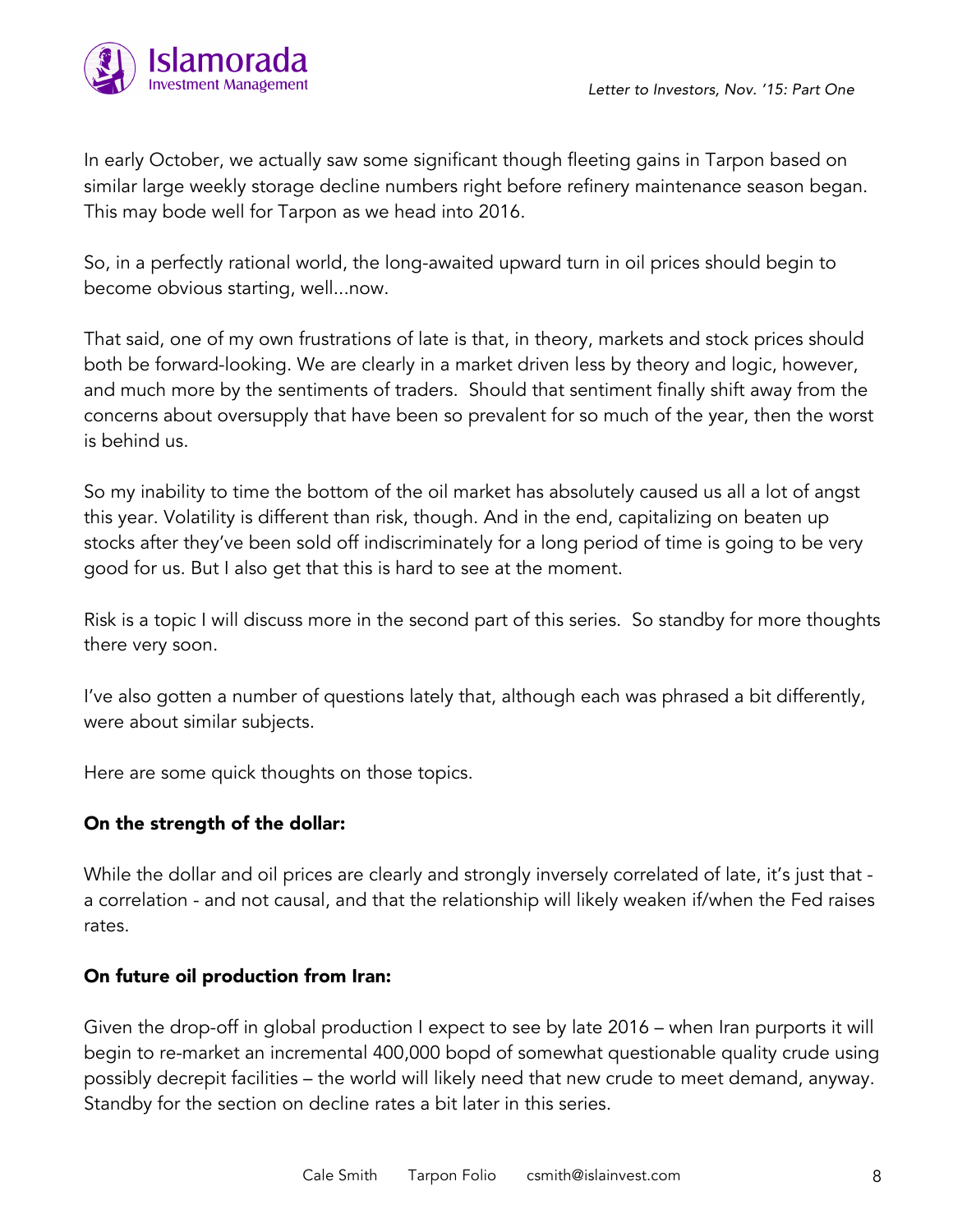In early October, we actually saw some significant though fleeting gains in Tarpon based on similar large weekly storage decline numbers right before refinery maintenance season began. This may bode well for Tarpon as we head into 2016.

So, in a perfectly rational world, the long-awaited upward turn in oil prices should begin to become obvious starting, well...now.

That said, one of my own frustrations of late is that, in theory, markets and stock prices should both be forward-looking. We are clearly in a market driven less by theory and logic, however, and much more by the sentiments of traders. Should that sentiment finally shift away from the concerns about oversupply that have been so prevalent for so much of the year, then the worst is behind us.

So my inability to time the bottom of the oil market has absolutely caused us all a lot of angst this year. Volatility is different than risk, though. And in the end, capitalizing on beaten up stocks after they've been sold off indiscriminately for a long period of time is going to be very good for us. But I also get that this is hard to see at the moment.

Risk is a topic I will discuss more in the second part of this series. So standby for more thoughts there very soon.

I've also gotten a number of questions lately that, although each was phrased a bit differently, were about similar subjects.

Here are some quick thoughts on those topics.

**On the strength of the dollar:**

While the dollar and oil prices are clearly and strongly inversely correlated of late, it's just that - a correlation - and not causal, and that the relationship will likely weaken if/when the Fed raises rates.

**On future oil production from Iran:**

Given the drop-off in global production I expect to see by late 2016 – when Iran purports it will begin to re-market an incremental 400,000 bopd of somewhat questionable quality crude using possibly decrepit facilities – the world will likely need that new crude to meet demand, anyway. Standby for the section on decline rates a bit later in this series.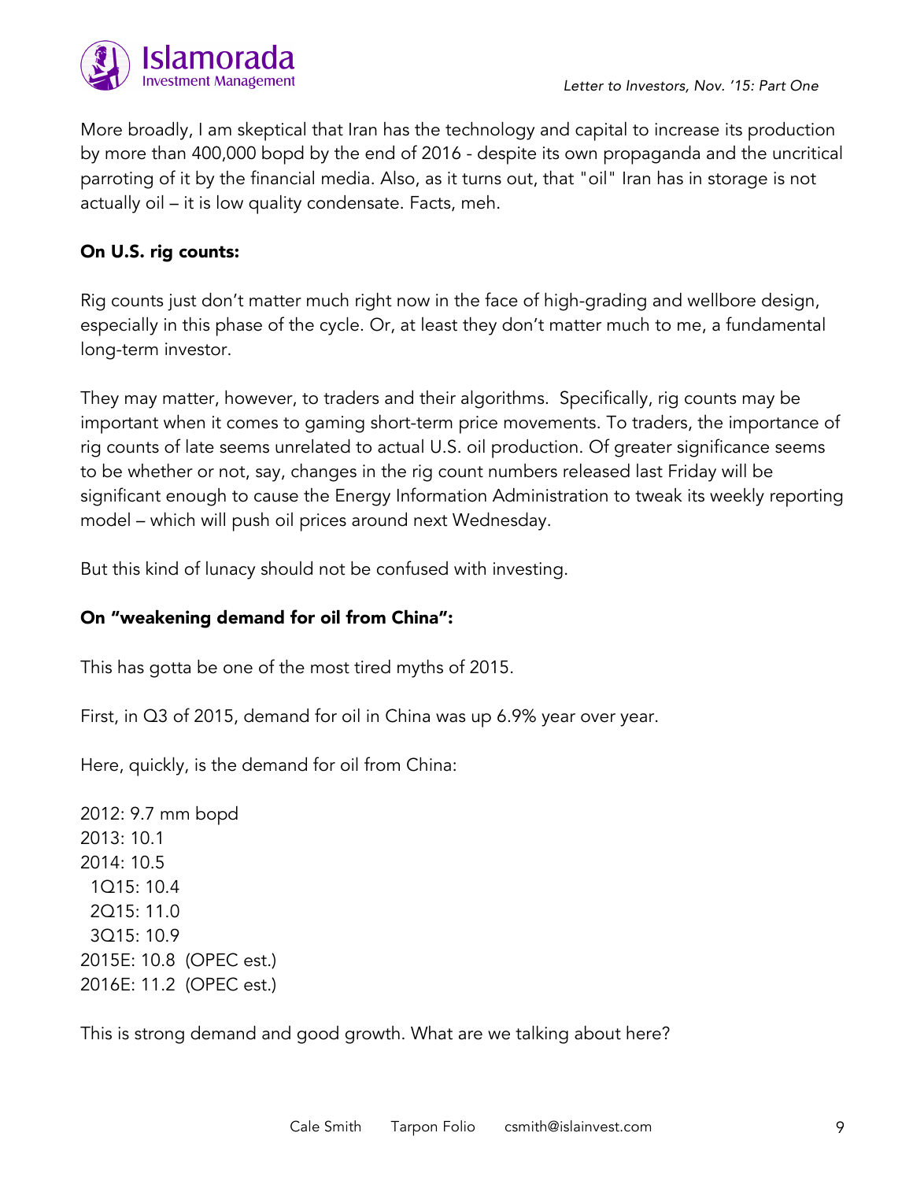More broadly, I am skeptical that Iran has the technology and capital to increase its production by more than 400,000 bopd by the end of 2016 - despite its own propaganda and the uncritical parroting of it by the financial media. Also, as it turns out, that "oil" Iran has in storage is not actually oil – it is low quality condensate. Facts, meh.

**On U.S. rig counts:**

Rig counts just don't matter much right now in the face of high-grading and wellbore design, especially in this phase of the cycle. Or, at least they don't matter much to me, a fundamental long-term investor.

They may matter, however, to traders and their algorithms. Specifically, rig counts may be important when it comes to gaming short-term price movements. To traders, the importance of rig counts of late seems unrelated to actual U.S. oil production. Of greater significance seems to be whether or not, say, changes in the rig count numbers released last Friday will be significant enough to cause the Energy Information Administration to tweak its weekly reporting model – which will push oil prices around next Wednesday.

But this kind of lunacy should not be confused with investing.

**On "weakening demand for oil from China":**

This has gotta be one of the most tired myths of 2015.

First, in Q3 of 2015, demand for oil in China was up 6.9% year over year.

Here, quickly, is the demand for oil from China:

2012: 9.7 mm bopd
2013: 10.1
2014: 10.5
  1Q15: 10.4
  2Q15: 11.0
  3Q15: 10.9
2015E: 10.8 (OPEC est.)
2016E: 11.2 (OPEC est.)

This is strong demand and good growth. What are we talking about here?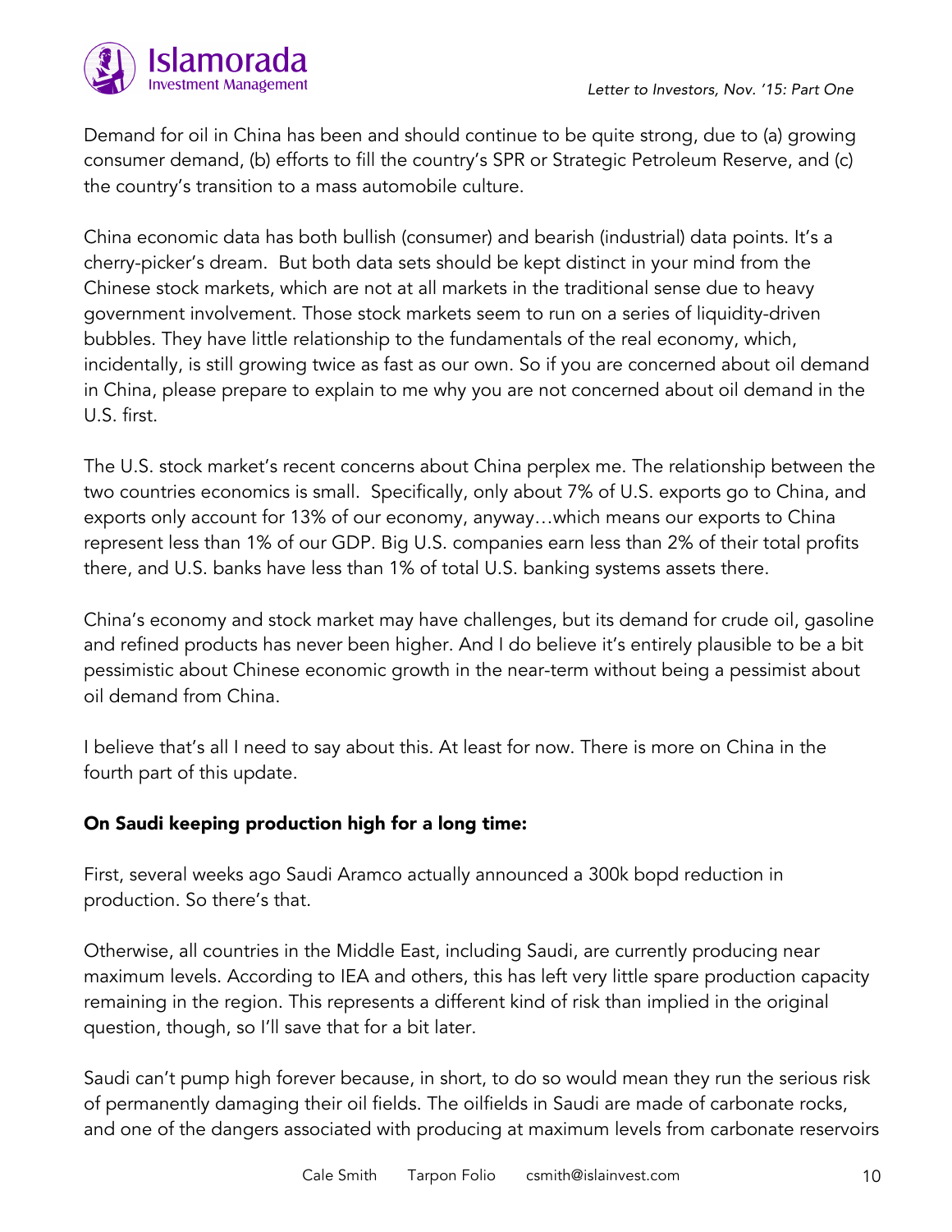Demand for oil in China has been and should continue to be quite strong, due to (a) growing consumer demand, (b) efforts to fill the country's SPR or Strategic Petroleum Reserve, and (c) the country's transition to a mass automobile culture.

China economic data has both bullish (consumer) and bearish (industrial) data points. It's a cherry-picker's dream. But both data sets should be kept distinct in your mind from the Chinese stock markets, which are not at all markets in the traditional sense due to heavy government involvement. Those stock markets seem to run on a series of liquidity-driven bubbles. They have little relationship to the fundamentals of the real economy, which, incidentally, is still growing twice as fast as our own. So if you are concerned about oil demand in China, please prepare to explain to me why you are not concerned about oil demand in the U.S. first.

The U.S. stock market's recent concerns about China perplex me. The relationship between the two countries economics is small. Specifically, only about 7% of U.S. exports go to China, and exports only account for 13% of our economy, anyway…which means our exports to China represent less than 1% of our GDP. Big U.S. companies earn less than 2% of their total profits there, and U.S. banks have less than 1% of total U.S. banking systems assets there.

China's economy and stock market may have challenges, but its demand for crude oil, gasoline and refined products has never been higher. And I do believe it's entirely plausible to be a bit pessimistic about Chinese economic growth in the near-term without being a pessimist about oil demand from China.

I believe that's all I need to say about this. At least for now. There is more on China in the fourth part of this update.

**On Saudi keeping production high for a long time:**

First, several weeks ago Saudi Aramco actually announced a 300k bopd reduction in production. So there's that.

Otherwise, all countries in the Middle East, including Saudi, are currently producing near maximum levels. According to IEA and others, this has left very little spare production capacity remaining in the region. This represents a different kind of risk than implied in the original question, though, so I'll save that for a bit later.

Saudi can't pump high forever because, in short, to do so would mean they run the serious risk of permanently damaging their oil fields. The oilfields in Saudi are made of carbonate rocks, and one of the dangers associated with producing at maximum levels from carbonate reservoirs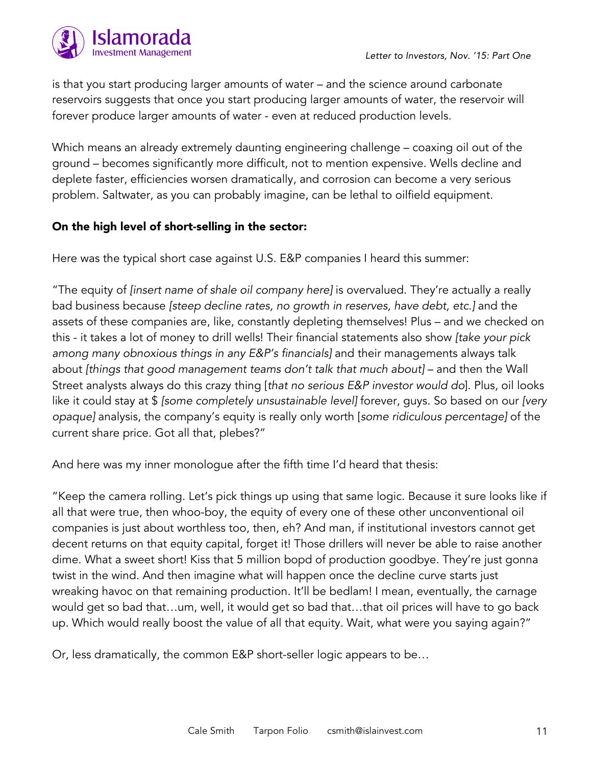is that you start producing larger amounts of water – and the science around carbonate reservoirs suggests that once you start producing larger amounts of water, the reservoir will forever produce larger amounts of water - even at reduced production levels.

Which means an already extremely daunting engineering challenge – coaxing oil out of the ground – becomes significantly more difficult, not to mention expensive. Wells decline and deplete faster, efficiencies worsen dramatically, and corrosion can become a very serious problem. Saltwater, as you can probably imagine, can be lethal to oilfield equipment.

**On the high level of short-selling in the sector:**

Here was the typical short case against U.S. E&P companies I heard this summer:

"The equity of *[insert name of shale oil company here]* is overvalued. They're actually a really bad business because *[steep decline rates, no growth in reserves, have debt, etc.]* and the assets of these companies are, like, constantly depleting themselves! Plus – and we checked on this - it takes a lot of money to drill wells! Their financial statements also show *[take your pick among many obnoxious things in any E&P's financials]* and their managements always talk about *[things that good management teams don't talk that much about]* – and then the Wall Street analysts always do this crazy thing [*that no serious E&P investor would do*]. Plus, oil looks like it could stay at $ *[some completely unsustainable level]* forever, guys. So based on our *[very opaque]* analysis, the company's equity is really only worth [*some ridiculous percentage]* of the current share price. Got all that, plebes?"

And here was my inner monologue after the fifth time I'd heard that thesis:

"Keep the camera rolling. Let's pick things up using that same logic. Because it sure looks like if all that were true, then whoo-boy, the equity of every one of these other unconventional oil companies is just about worthless too, then, eh? And man, if institutional investors cannot get decent returns on that equity capital, forget it! Those drillers will never be able to raise another dime. What a sweet short! Kiss that 5 million bopd of production goodbye. They're just gonna twist in the wind. And then imagine what will happen once the decline curve starts just wreaking havoc on that remaining production. It'll be bedlam! I mean, eventually, the carnage would get so bad that…um, well, it would get so bad that…that oil prices will have to go back up. Which would really boost the value of all that equity. Wait, what were you saying again?"

Or, less dramatically, the common E&P short-seller logic appears to be…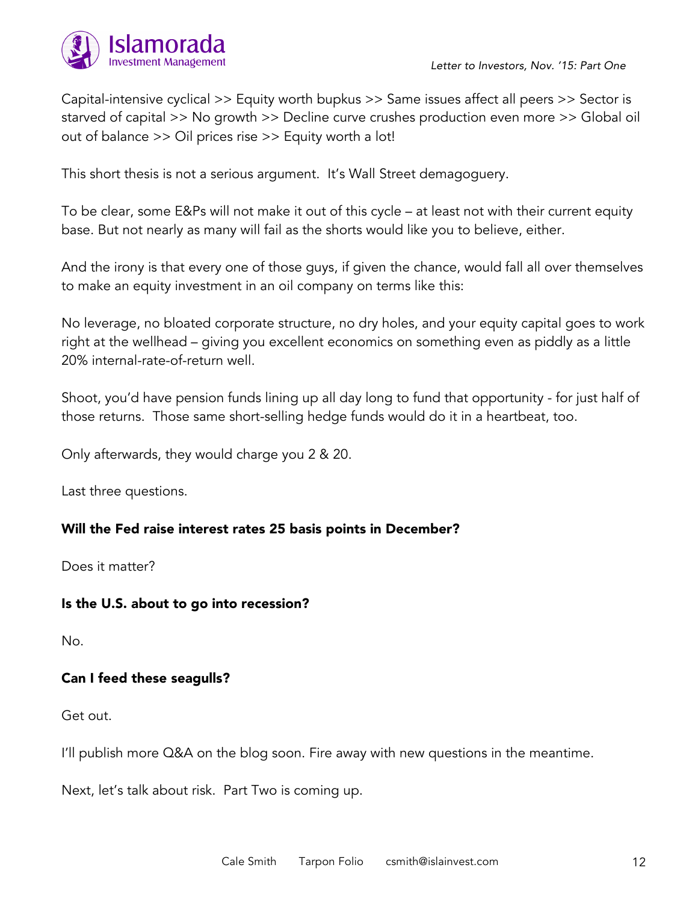Capital-intensive cyclical >> Equity worth bupkus >> Same issues affect all peers >> Sector is starved of capital >> No growth >> Decline curve crushes production even more >> Global oil out of balance >> Oil prices rise >> Equity worth a lot!

This short thesis is not a serious argument. It's Wall Street demagoguery.

To be clear, some E&Ps will not make it out of this cycle – at least not with their current equity base. But not nearly as many will fail as the shorts would like you to believe, either.

And the irony is that every one of those guys, if given the chance, would fall all over themselves to make an equity investment in an oil company on terms like this:

No leverage, no bloated corporate structure, no dry holes, and your equity capital goes to work right at the wellhead – giving you excellent economics on something even as piddly as a little 20% internal-rate-of-return well.

Shoot, you'd have pension funds lining up all day long to fund that opportunity - for just half of those returns. Those same short-selling hedge funds would do it in a heartbeat, too.

Only afterwards, they would charge you 2 & 20.

Last three questions.

**Will the Fed raise interest rates 25 basis points in December?**

Does it matter?

**Is the U.S. about to go into recession?**

No.

**Can I feed these seagulls?**

Get out.

I'll publish more Q&A on the blog soon. Fire away with new questions in the meantime.

Next, let's talk about risk. Part Two is coming up.